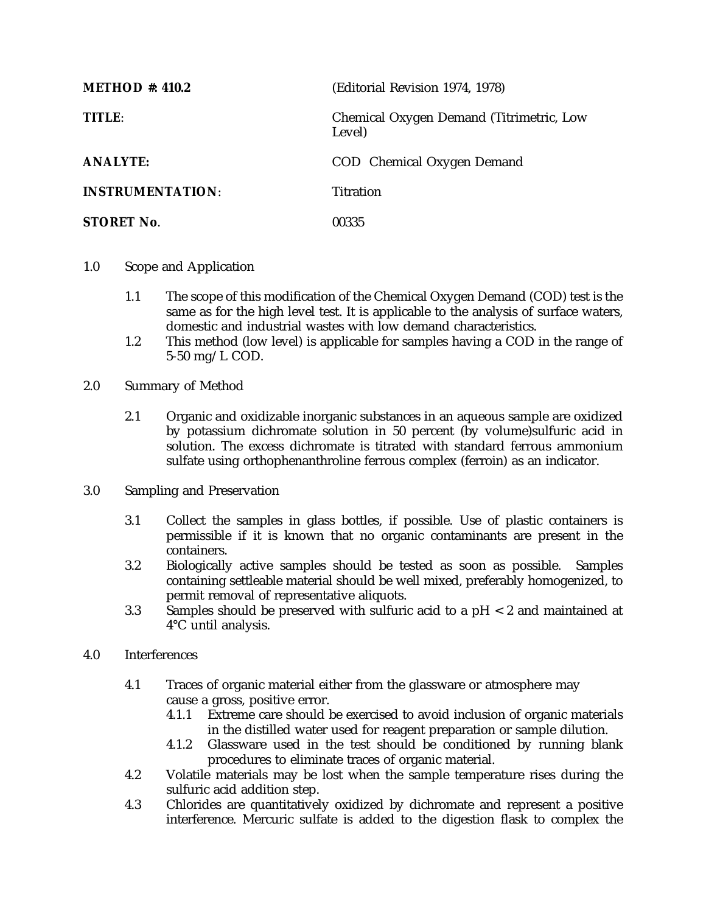| | |
|---|---|
| **METHOD #: 410.2** | (Editorial Revision 1974, 1978) |
| **TITLE**: | Chemical Oxygen Demand (Titrimetric, Low Level) |
| **ANALYTE:** | COD Chemical Oxygen Demand |
| **INSTRUMENTATION**: | Titration |
| **STORET No**. | 00335 |

1.0 Scope and Application

1.1 The scope of this modification of the Chemical Oxygen Demand (COD) test is the same as for the high level test. It is applicable to the analysis of surface waters, domestic and industrial wastes with low demand characteristics.

1.2 This method (low level) is applicable for samples having a COD in the range of 5-50 mg/L COD.

2.0 Summary of Method

2.1 Organic and oxidizable inorganic substances in an aqueous sample are oxidized by potassium dichromate solution in 50 percent (by volume)sulfuric acid in solution. The excess dichromate is titrated with standard ferrous ammonium sulfate using orthophenanthroline ferrous complex (ferroin) as an indicator.

3.0 Sampling and Preservation

3.1 Collect the samples in glass bottles, if possible. Use of plastic containers is permissible if it is known that no organic contaminants are present in the containers.

3.2 Biologically active samples should be tested as soon as possible. Samples containing settleable material should be well mixed, preferably homogenized, to permit removal of representative aliquots.

3.3 Samples should be preserved with sulfuric acid to a pH < 2 and maintained at 4°C until analysis.

4.0 Interferences

4.1 Traces of organic material either from the glassware or atmosphere may cause a gross, positive error.

4.1.1 Extreme care should be exercised to avoid inclusion of organic materials in the distilled water used for reagent preparation or sample dilution.

4.1.2 Glassware used in the test should be conditioned by running blank procedures to eliminate traces of organic material.

4.2 Volatile materials may be lost when the sample temperature rises during the sulfuric acid addition step.

4.3 Chlorides are quantitatively oxidized by dichromate and represent a positive interference. Mercuric sulfate is added to the digestion flask to complex the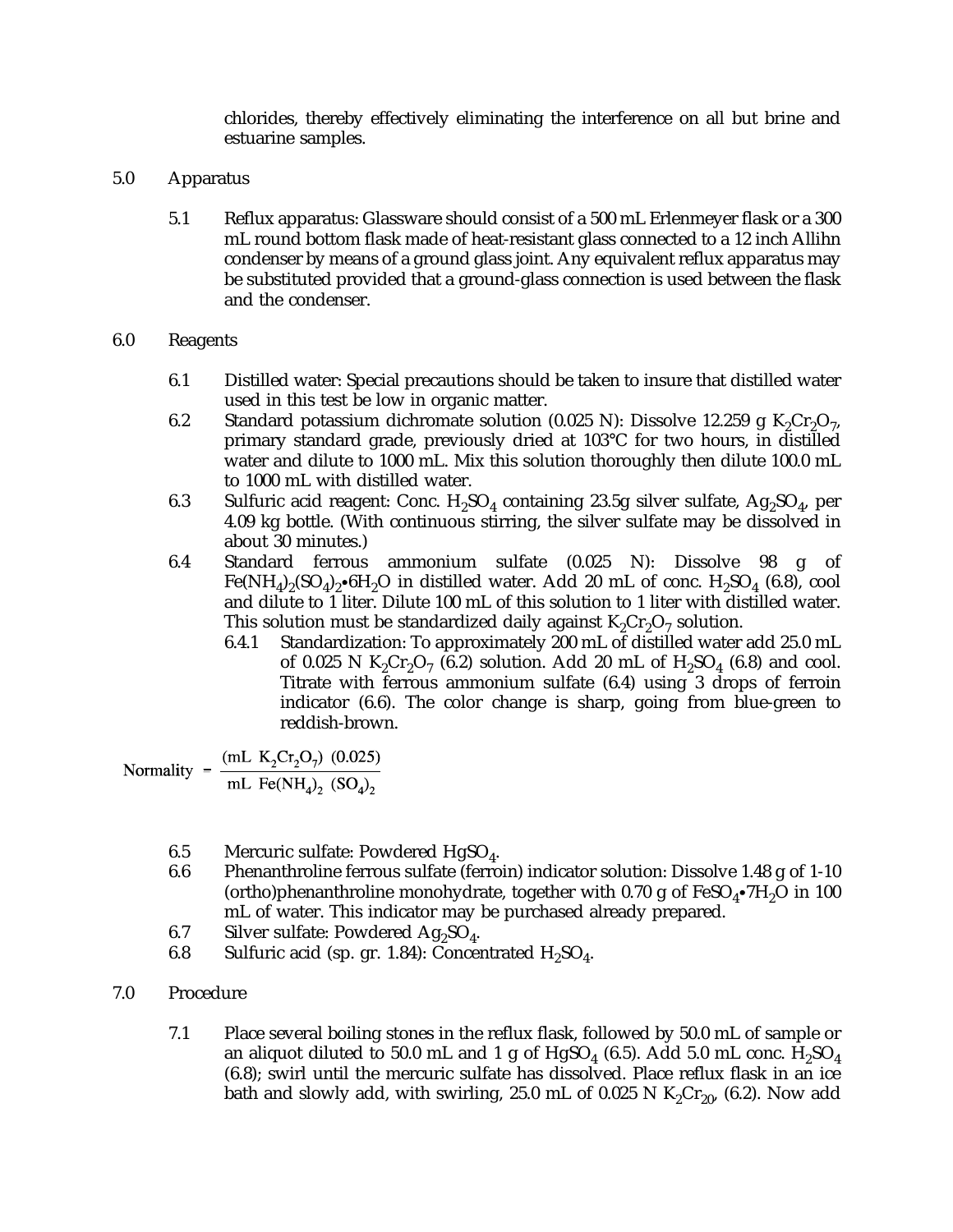chlorides, thereby effectively eliminating the interference on all but brine and estuarine samples.

## 5.0 Apparatus

5.1 Reflux apparatus: Glassware should consist of a 500 mL Erlenmeyer flask or a 300 mL round bottom flask made of heat-resistant glass connected to a 12 inch Allihn condenser by means of a ground glass joint. Any equivalent reflux apparatus may be substituted provided that a ground-glass connection is used between the flask and the condenser.

## 6.0 Reagents

6.1 Distilled water: Special precautions should be taken to insure that distilled water used in this test be low in organic matter.

6.2 Standard potassium dichromate solution (0.025 N): Dissolve 12.259 g $K_2Cr_2O_7$, primary standard grade, previously dried at 103°C for two hours, in distilled water and dilute to 1000 mL. Mix this solution thoroughly then dilute 100.0 mL to 1000 mL with distilled water.

6.3 Sulfuric acid reagent: Conc. $H_2SO_4$ containing 23.5g silver sulfate, $Ag_2SO_4$, per 4.09 kg bottle. (With continuous stirring, the silver sulfate may be dissolved in about 30 minutes.)

6.4 Standard ferrous ammonium sulfate (0.025 N): Dissolve 98 g of $Fe(NH_4)_2(SO_4)_2{\bullet}6H_2O$ in distilled water. Add 20 mL of conc. $H_2SO_4$ (6.8), cool and dilute to 1 liter. Dilute 100 mL of this solution to 1 liter with distilled water. This solution must be standardized daily against $K_2Cr_2O_7$ solution.

6.4.1 Standardization: To approximately 200 mL of distilled water add 25.0 mL of 0.025 N $K_2Cr_2O_7$ (6.2) solution. Add 20 mL of $H_2SO_4$ (6.8) and cool. Titrate with ferrous ammonium sulfate (6.4) using 3 drops of ferroin indicator (6.6). The color change is sharp, going from blue-green to reddish-brown.

$$\text{Normality} = \frac{(\text{mL } K_2Cr_2O_7)\ (0.025)}{\text{mL } Fe(NH_4)_2\ (SO_4)_2}$$

6.5 Mercuric sulfate: Powdered $HgSO_4$.

6.6 Phenanthroline ferrous sulfate (ferroin) indicator solution: Dissolve 1.48 g of 1-10 (ortho)phenanthroline monohydrate, together with 0.70 g of $FeSO_4{\bullet}7H_2O$ in 100 mL of water. This indicator may be purchased already prepared.

6.7 Silver sulfate: Powdered $Ag_2SO_4$.

6.8 Sulfuric acid (sp. gr. 1.84): Concentrated $H_2SO_4$.

## 7.0 Procedure

7.1 Place several boiling stones in the reflux flask, followed by 50.0 mL of sample or an aliquot diluted to 50.0 mL and 1 g of $HgSO_4$ (6.5). Add 5.0 mL conc. $H_2SO_4$ (6.8); swirl until the mercuric sulfate has dissolved. Place reflux flask in an ice bath and slowly add, with swirling, 25.0 mL of 0.025 N $K_2Cr_{20}$, (6.2). Now add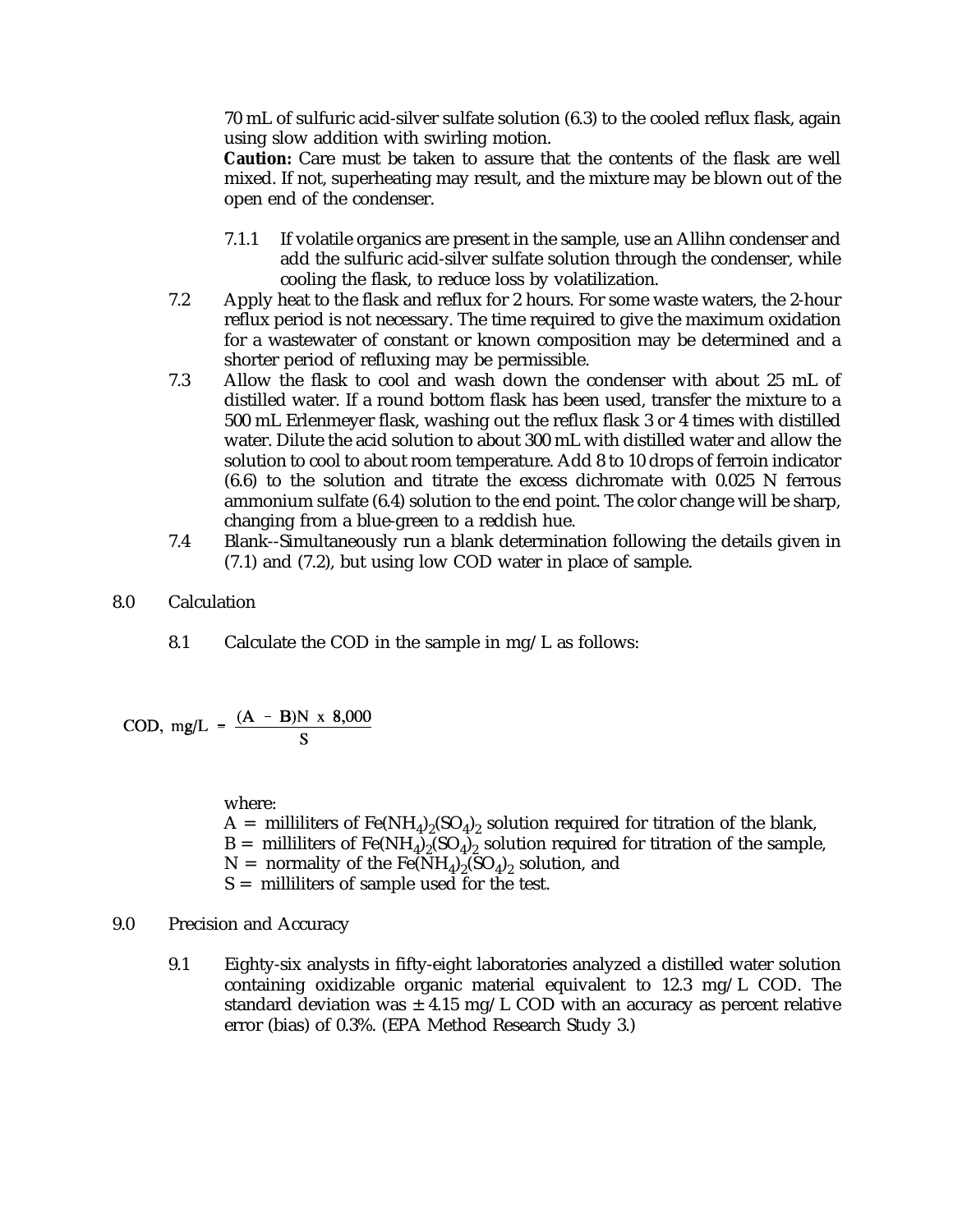70 mL of sulfuric acid-silver sulfate solution (6.3) to the cooled reflux flask, again using slow addition with swirling motion.

**Caution:** Care must be taken to assure that the contents of the flask are well mixed. If not, superheating may result, and the mixture may be blown out of the open end of the condenser.

7.1.1 If volatile organics are present in the sample, use an Allihn condenser and add the sulfuric acid-silver sulfate solution through the condenser, while cooling the flask, to reduce loss by volatilization.

7.2 Apply heat to the flask and reflux for 2 hours. For some waste waters, the 2-hour reflux period is not necessary. The time required to give the maximum oxidation for a wastewater of constant or known composition may be determined and a shorter period of refluxing may be permissible.

7.3 Allow the flask to cool and wash down the condenser with about 25 mL of distilled water. If a round bottom flask has been used, transfer the mixture to a 500 mL Erlenmeyer flask, washing out the reflux flask 3 or 4 times with distilled water. Dilute the acid solution to about 300 mL with distilled water and allow the solution to cool to about room temperature. Add 8 to 10 drops of ferroin indicator (6.6) to the solution and titrate the excess dichromate with 0.025 N ferrous ammonium sulfate (6.4) solution to the end point. The color change will be sharp, changing from a blue-green to a reddish hue.

7.4 Blank--Simultaneously run a blank determination following the details given in (7.1) and (7.2), but using low COD water in place of sample.

## 8.0 Calculation

8.1 Calculate the COD in the sample in mg/L as follows:

$$\text{COD, mg/L} = \frac{(A - B)N \times 8{,}000}{S}$$

where:

A = milliliters of $Fe(NH_4)_2(SO_4)_2$ solution required for titration of the blank,
B = milliliters of $Fe(NH_4)_2(SO_4)_2$ solution required for titration of the sample,
N = normality of the $Fe(NH_4)_2(SO_4)_2$ solution, and
S = milliliters of sample used for the test.

## 9.0 Precision and Accuracy

9.1 Eighty-six analysts in fifty-eight laboratories analyzed a distilled water solution containing oxidizable organic material equivalent to 12.3 mg/L COD. The standard deviation was $\pm$4.15 mg/L COD with an accuracy as percent relative error (bias) of 0.3%. (EPA Method Research Study 3.)